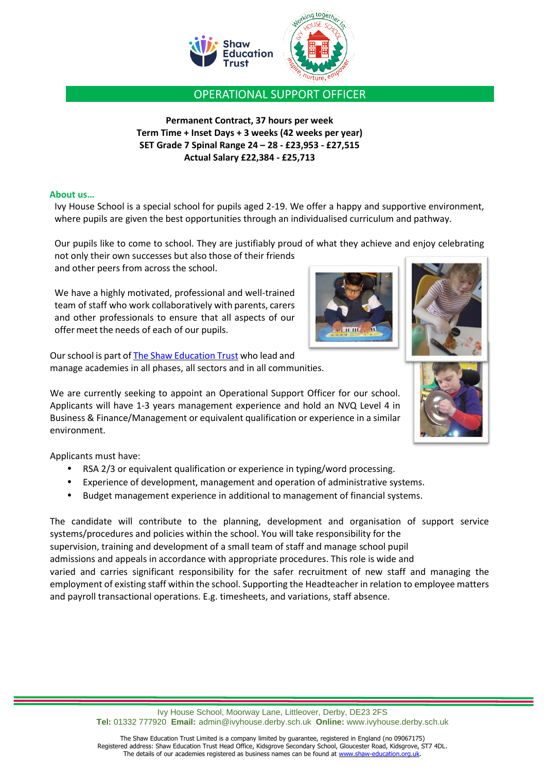# OPERATIONAL SUPPORT OFFICER

**Permanent Contract, 37 hours per week**
**Term Time + Inset Days + 3 weeks (42 weeks per year)**
**SET Grade 7 Spinal Range 24 – 28 - £23,953 - £27,515**
**Actual Salary £22,384 - £25,713**

## About us…

Ivy House School is a special school for pupils aged 2-19. We offer a happy and supportive environment, where pupils are given the best opportunities through an individualised curriculum and pathway.

Our pupils like to come to school. They are justifiably proud of what they achieve and enjoy celebrating not only their own successes but also those of their friends and other peers from across the school.

We have a highly motivated, professional and well-trained team of staff who work collaboratively with parents, carers and other professionals to ensure that all aspects of our offer meet the needs of each of our pupils.

Our school is part of The Shaw Education Trust who lead and manage academies in all phases, all sectors and in all communities.

We are currently seeking to appoint an Operational Support Officer for our school. Applicants will have 1-3 years management experience and hold an NVQ Level 4 in Business & Finance/Management or equivalent qualification or experience in a similar environment.

Applicants must have:

- RSA 2/3 or equivalent qualification or experience in typing/word processing.
- Experience of development, management and operation of administrative systems.
- Budget management experience in additional to management of financial systems.

The candidate will contribute to the planning, development and organisation of support service systems/procedures and policies within the school. You will take responsibility for the supervision, training and development of a small team of staff and manage school pupil admissions and appeals in accordance with appropriate procedures. This role is wide and varied and carries significant responsibility for the safer recruitment of new staff and managing the employment of existing staff within the school. Supporting the Headteacher in relation to employee matters and payroll transactional operations. E.g. timesheets, and variations, staff absence.

Ivy House School, Moorway Lane, Littleover, Derby, DE23 2FS
**Tel:** 01332 777920 **Email:** admin@ivyhouse.derby.sch.uk **Online:** www.ivyhouse.derby.sch.uk

The Shaw Education Trust Limited is a company limited by guarantee, registered in England (no 09067175)
Registered address: Shaw Education Trust Head Office, Kidsgrove Secondary School, Gloucester Road, Kidsgrove, ST7 4DL.
The details of our academies registered as business names can be found at www.shaw-education.org.uk.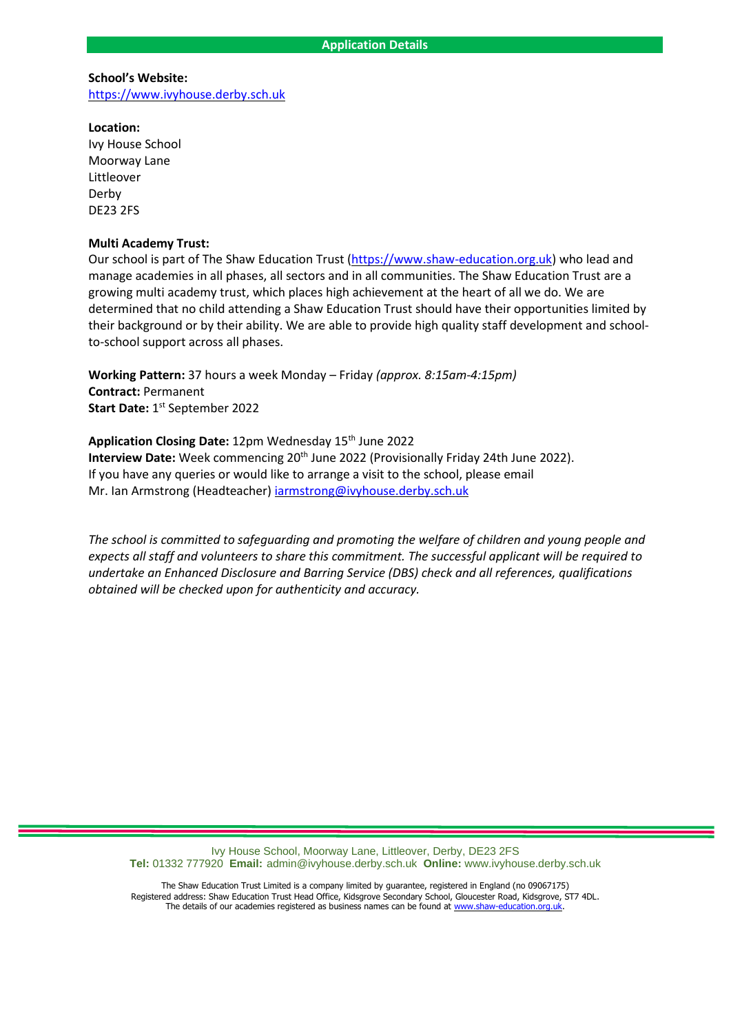## Application Details

**School's Website:**
https://www.ivyhouse.derby.sch.uk

**Location:**
Ivy House School
Moorway Lane
Littleover
Derby
DE23 2FS

**Multi Academy Trust:**
Our school is part of The Shaw Education Trust (https://www.shaw-education.org.uk) who lead and manage academies in all phases, all sectors and in all communities. The Shaw Education Trust are a growing multi academy trust, which places high achievement at the heart of all we do. We are determined that no child attending a Shaw Education Trust should have their opportunities limited by their background or by their ability. We are able to provide high quality staff development and school-to-school support across all phases.

**Working Pattern:** 37 hours a week Monday – Friday *(approx. 8:15am-4:15pm)*
**Contract:** Permanent
**Start Date:** 1st September 2022

**Application Closing Date:** 12pm Wednesday 15th June 2022
**Interview Date:** Week commencing 20th June 2022 (Provisionally Friday 24th June 2022).
If you have any queries or would like to arrange a visit to the school, please email
Mr. Ian Armstrong (Headteacher) iarmstrong@ivyhouse.derby.sch.uk

*The school is committed to safeguarding and promoting the welfare of children and young people and expects all staff and volunteers to share this commitment. The successful applicant will be required to undertake an Enhanced Disclosure and Barring Service (DBS) check and all references, qualifications obtained will be checked upon for authenticity and accuracy.*

Ivy House School, Moorway Lane, Littleover, Derby, DE23 2FS
**Tel:** 01332 777920 **Email:** admin@ivyhouse.derby.sch.uk **Online:** www.ivyhouse.derby.sch.uk

The Shaw Education Trust Limited is a company limited by guarantee, registered in England (no 09067175)
Registered address: Shaw Education Trust Head Office, Kidsgrove Secondary School, Gloucester Road, Kidsgrove, ST7 4DL.
The details of our academies registered as business names can be found at www.shaw-education.org.uk.